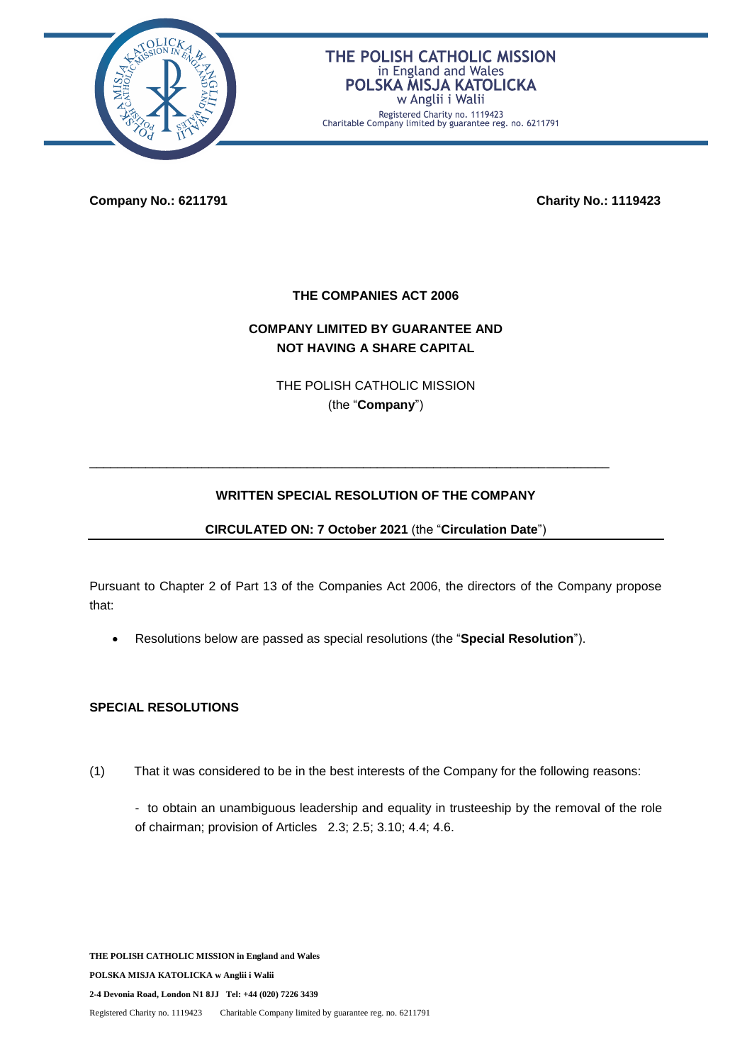**Company No.: 6211791** **Charity No.: 1119423**

**THE COMPANIES ACT 2006**

**COMPANY LIMITED BY GUARANTEE AND NOT HAVING A SHARE CAPITAL**

THE POLISH CATHOLIC MISSION
(the "**Company**")

---

**WRITTEN SPECIAL RESOLUTION OF THE COMPANY**

**CIRCULATED ON: 7 October 2021** (the "**Circulation Date**")

---

Pursuant to Chapter 2 of Part 13 of the Companies Act 2006, the directors of the Company propose that:

- Resolutions below are passed as special resolutions (the "**Special Resolution**").

**SPECIAL RESOLUTIONS**

(1) That it was considered to be in the best interests of the Company for the following reasons:

- to obtain an unambiguous leadership and equality in trusteeship by the removal of the role of chairman; provision of Articles 2.3; 2.5; 3.10; 4.4; 4.6.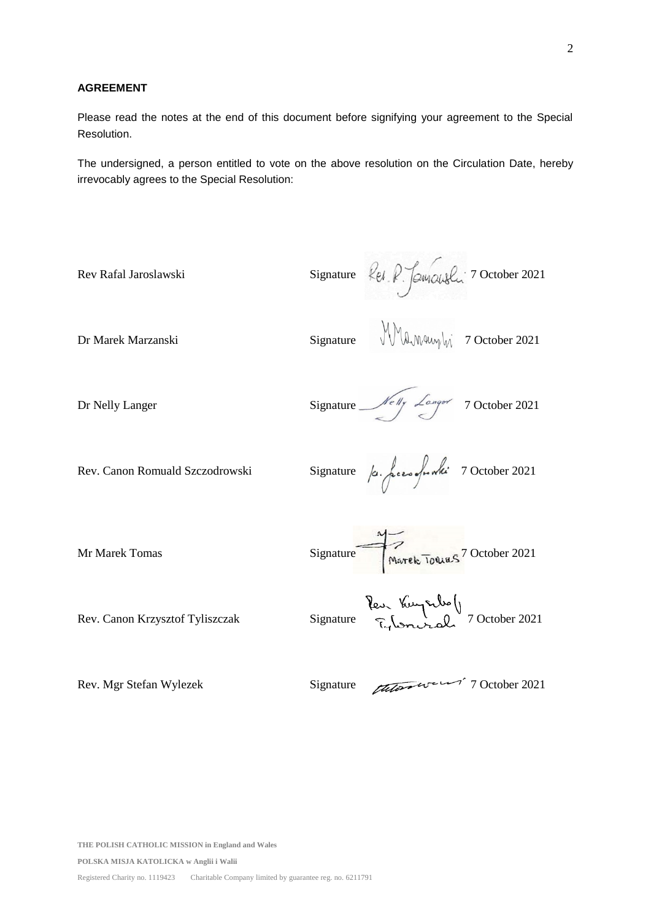**AGREEMENT**

Please read the notes at the end of this document before signifying your agreement to the Special Resolution.

The undersigned, a person entitled to vote on the above resolution on the Circulation Date, hereby irrevocably agrees to the Special Resolution:

| | | |
|---|---|---|
| Rev Rafal Jaroslawski | Signature | 7 October 2021 |
| Dr Marek Marzanski | Signature | 7 October 2021 |
| Dr Nelly Langer | Signature | 7 October 2021 |
| Rev. Canon Romuald Szczodrowski | Signature | 7 October 2021 |
| Mr Marek Tomas | Signature | 7 October 2021 |
| Rev. Canon Krzysztof Tyliszczak | Signature | 7 October 2021 |
| Rev. Mgr Stefan Wylezek | Signature | 7 October 2021 |

**THE POLISH CATHOLIC MISSION in England and Wales**

**POLSKA MISJA KATOLICKA w Anglii i Walii**

Registered Charity no. 1119423 Charitable Company limited by guarantee reg. no. 6211791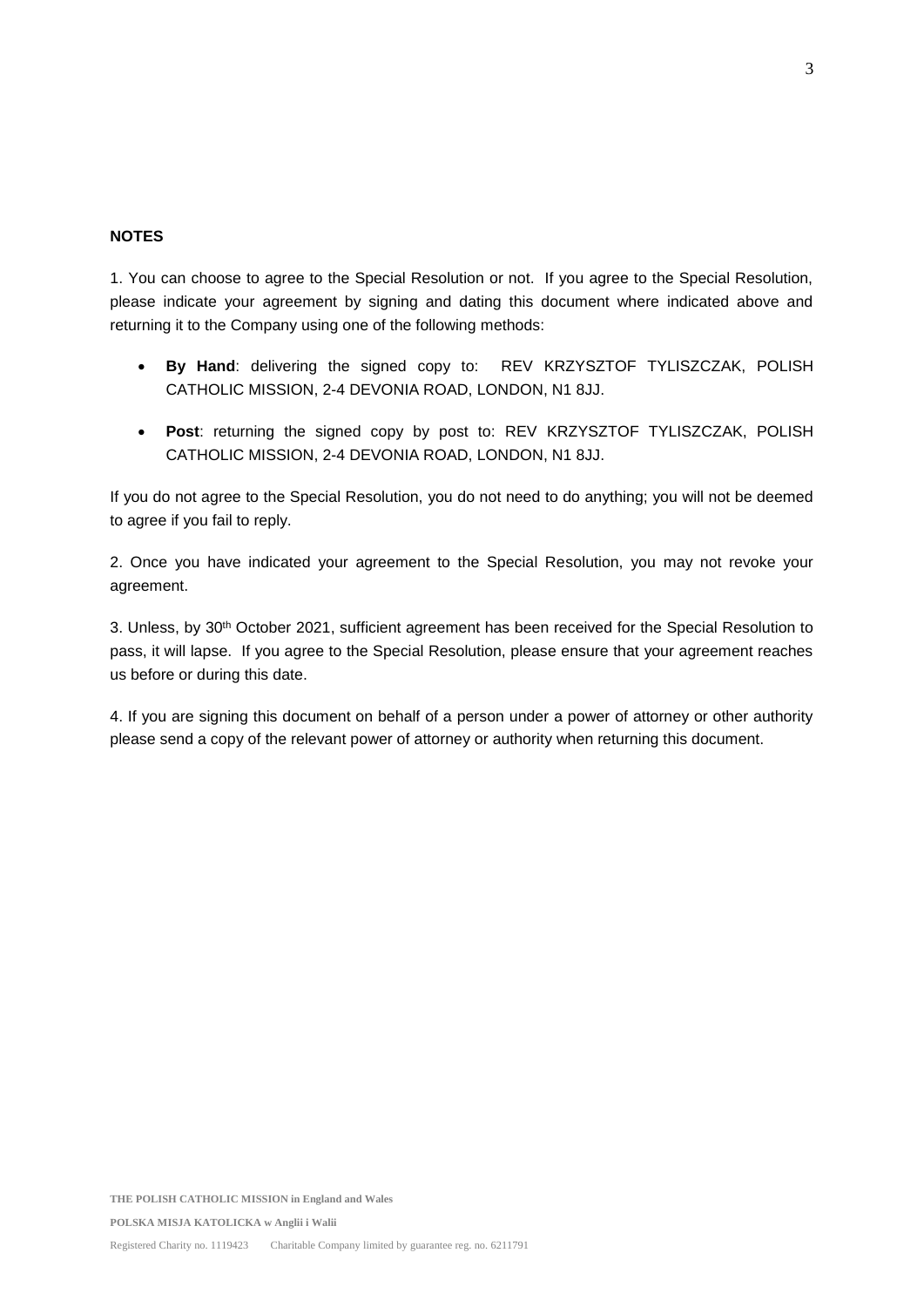**NOTES**

1. You can choose to agree to the Special Resolution or not. If you agree to the Special Resolution, please indicate your agreement by signing and dating this document where indicated above and returning it to the Company using one of the following methods:

- **By Hand**: delivering the signed copy to: REV KRZYSZTOF TYLISZCZAK, POLISH CATHOLIC MISSION, 2-4 DEVONIA ROAD, LONDON, N1 8JJ.
- **Post**: returning the signed copy by post to: REV KRZYSZTOF TYLISZCZAK, POLISH CATHOLIC MISSION, 2-4 DEVONIA ROAD, LONDON, N1 8JJ.

If you do not agree to the Special Resolution, you do not need to do anything; you will not be deemed to agree if you fail to reply.

2. Once you have indicated your agreement to the Special Resolution, you may not revoke your agreement.

3. Unless, by 30th October 2021, sufficient agreement has been received for the Special Resolution to pass, it will lapse. If you agree to the Special Resolution, please ensure that your agreement reaches us before or during this date.

4. If you are signing this document on behalf of a person under a power of attorney or other authority please send a copy of the relevant power of attorney or authority when returning this document.

**THE POLISH CATHOLIC MISSION in England and Wales**

**POLSKA MISJA KATOLICKA w Anglii i Walii**

Registered Charity no. 1119423 Charitable Company limited by guarantee reg. no. 6211791